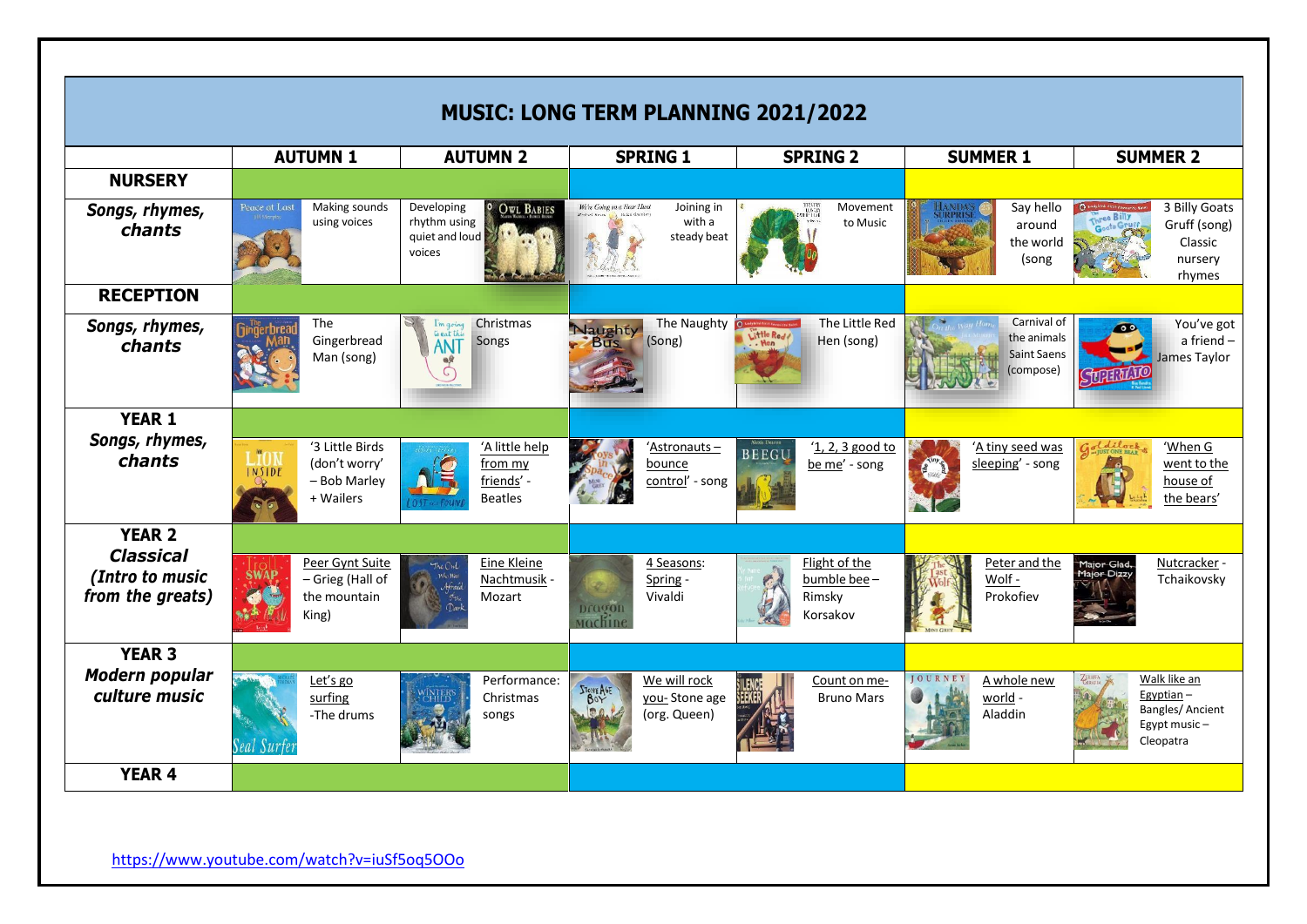# MUSIC: LONG TERM PLANNING 2021/2022

| | AUTUMN 1 | AUTUMN 2 | SPRING 1 | SPRING 2 | SUMMER 1 | SUMMER 2 |
|---|---|---|---|---|---|---|
| **NURSERY** | | | | | | |
| ***Songs, rhymes, chants*** | Making sounds using voices | Developing rhythm using quiet and loud voices | Joining in with a steady beat | Movement to Music | Say hello around the world (song | 3 Billy Goats Gruff (song) Classic nursery rhymes |
| **RECEPTION** | | | | | | |
| ***Songs, rhymes, chants*** | The Gingerbread Man (song) | Christmas Songs | The Naughty (Song) | The Little Red Hen (song) | Carnival of the animals Saint Saens (compose) | You've got a friend – James Taylor |
| **YEAR 1** ***Songs, rhymes, chants*** | '3 Little Birds (don't worry' – Bob Marley + Wailers | 'A little help from my friends' - Beatles | 'Astronauts – bounce control' - song | '1, 2, 3 good to be me' - song | 'A tiny seed was sleeping' - song | 'When G went to the house of the bears' |
| **YEAR 2** ***Classical (Intro to music from the greats)*** | Peer Gynt Suite – Grieg (Hall of the mountain King) | Eine Kleine Nachtmusik - Mozart | 4 Seasons: Spring - Vivaldi | Flight of the bumble bee – Rimsky Korsakov | Peter and the Wolf - Prokofiev | Nutcracker - Tchaikovsky |
| **YEAR 3** ***Modern popular culture music*** | Let's go surfing -The drums | Performance: Christmas songs | We will rock you- Stone age (org. Queen) | Count on me- Bruno Mars | A whole new world - Aladdin | Walk like an Egyptian – Bangles/ Ancient Egypt music – Cleopatra |
| **YEAR 4** | | | | | | |

https://www.youtube.com/watch?v=iuSf5oq5OOo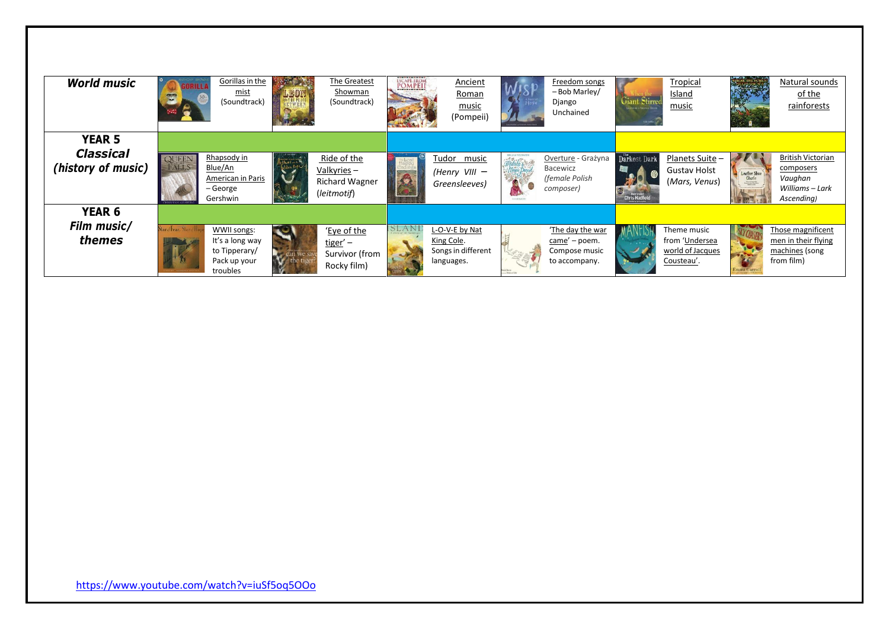| | | | | | | |
|---|---|---|---|---|---|---|
| ***World music*** | Gorillas in the mist (Soundtrack) | The Greatest Showman (Soundtrack) | Ancient Roman music (Pompeii) | Freedom songs – Bob Marley/ Django Unchained | Tropical Island music | Natural sounds of the rainforests |
| **YEAR 5** ***Classical (history of music)*** | Rhapsody in Blue/An American in Paris – George Gershwin | Ride of the Valkyries – Richard Wagner (*leitmotif*) | Tudor music (*Henry VIII – Greensleeves)* | Overture - Grażyna Bacewicz *(female Polish composer)* | Planets Suite – Gustav Holst (*Mars, Venus*) | British Victorian composers *Vaughan Williams – Lark Ascending)* |
| **YEAR 6** ***Film music/ themes*** | WWII songs: It's a long way to Tipperary/ Pack up your troubles | 'Eye of the tiger' – Survivor (from Rocky film) | L-O-V-E by Nat King Cole. Songs in different languages. | 'The day the war came' – poem. Compose music to accompany. | Theme music from 'Undersea world of Jacques Cousteau'. | Those magnificent men in their flying machines (song from film) |

https://www.youtube.com/watch?v=iuSf5oq5OOo